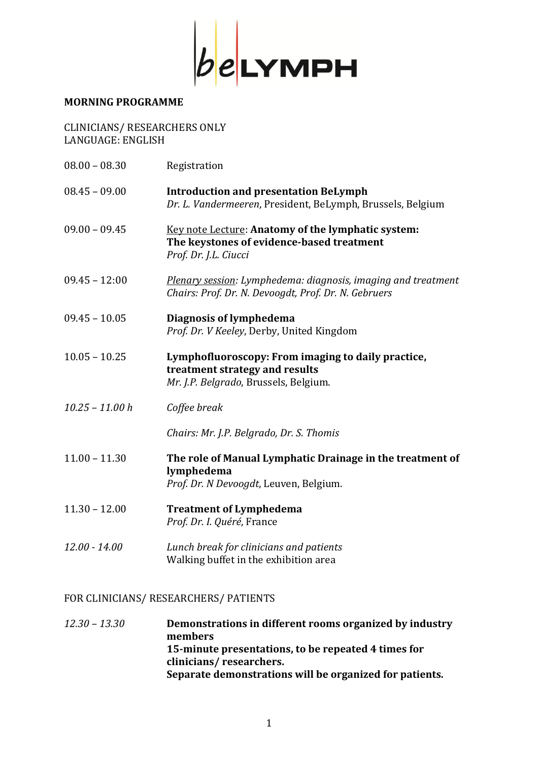beLYMPH

**MORNING PROGRAMME**

CLINICIANS/ RESEARCHERS ONLY
LANGUAGE: ENGLISH

| | |
|---|---|
| 08.00 – 08.30 | Registration |
| 08.45 – 09.00 | **Introduction and presentation BeLymph**<br>*Dr. L. Vandermeeren*, President, BeLymph, Brussels, Belgium |
| 09.00 – 09.45 | Key note Lecture: **Anatomy of the lymphatic system: The keystones of evidence-based treatment**<br>*Prof. Dr. J.L. Ciucci* |
| 09.45 – 12:00 | *Plenary session: Lymphedema: diagnosis, imaging and treatment*<br>*Chairs: Prof. Dr. N. Devoogdt, Prof. Dr. N. Gebruers* |
| 09.45 – 10.05 | **Diagnosis of lymphedema**<br>*Prof. Dr. V Keeley*, Derby, United Kingdom |
| 10.05 – 10.25 | **Lymphofluoroscopy: From imaging to daily practice, treatment strategy and results**<br>*Mr. J.P. Belgrado*, Brussels, Belgium. |
| *10.25 – 11.00 h* | *Coffee break* |
| | *Chairs: Mr. J.P. Belgrado, Dr. S. Thomis* |
| 11.00 – 11.30 | **The role of Manual Lymphatic Drainage in the treatment of lymphedema**<br>*Prof. Dr. N Devoogdt*, Leuven, Belgium. |
| 11.30 – 12.00 | **Treatment of Lymphedema**<br>*Prof. Dr. I. Quéré*, France |
| *12.00 - 14.00* | *Lunch break for clinicians and patients*<br>Walking buffet in the exhibition area |

FOR CLINICIANS/ RESEARCHERS/ PATIENTS

| | |
|---|---|
| *12.30 – 13.30* | **Demonstrations in different rooms organized by industry members**<br>**15-minute presentations, to be repeated 4 times for clinicians/ researchers.**<br>**Separate demonstrations will be organized for patients.** |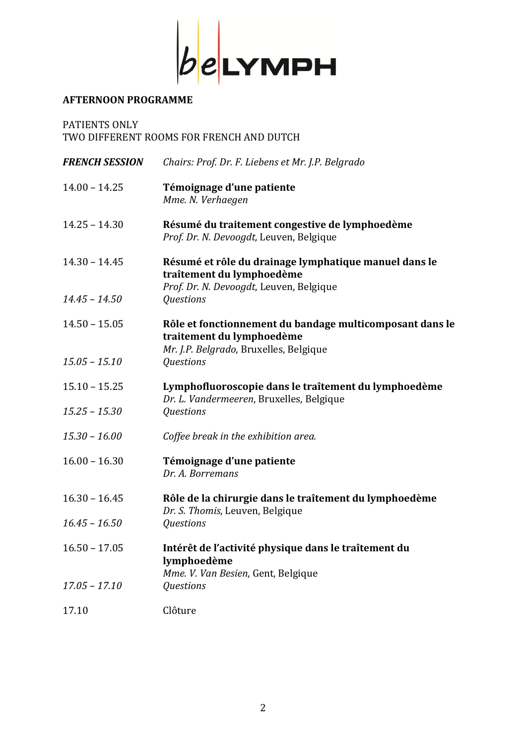**AFTERNOON PROGRAMME**

PATIENTS ONLY
TWO DIFFERENT ROOMS FOR FRENCH AND DUTCH

| | |
|---|---|
| ***FRENCH SESSION*** | *Chairs: Prof. Dr. F. Liebens et Mr. J.P. Belgrado* |
| 14.00 – 14.25 | **Témoignage d'une patiente**<br>*Mme. N. Verhaegen* |
| 14.25 – 14.30 | **Résumé du traitement congestive de lymphoedème**<br>*Prof. Dr. N. Devoogdt,* Leuven, Belgique |
| 14.30 – 14.45 | **Résumé et rôle du drainage lymphatique manuel dans le traîtement du lymphoedème**<br>*Prof. Dr. N. Devoogdt,* Leuven, Belgique |
| *14.45 – 14.50* | *Questions* |
| 14.50 – 15.05 | **Rôle et fonctionnement du bandage multicomposant dans le traitement du lymphoedème**<br>*Mr. J.P. Belgrado*, Bruxelles, Belgique |
| *15.05 – 15.10* | *Questions* |
| 15.10 – 15.25 | **Lymphofluoroscopie dans le traîtement du lymphoedème**<br>*Dr. L. Vandermeeren*, Bruxelles, Belgique |
| *15.25 – 15.30* | *Questions* |
| *15.30 – 16.00* | *Coffee break in the exhibition area.* |
| 16.00 – 16.30 | **Témoignage d'une patiente**<br>*Dr. A. Borremans* |
| 16.30 – 16.45 | **Rôle de la chirurgie dans le traîtement du lymphoedème**<br>*Dr. S. Thomis*, Leuven, Belgique |
| *16.45 – 16.50* | *Questions* |
| 16.50 – 17.05 | **Intérêt de l'activité physique dans le traîtement du lymphoedème**<br>*Mme. V. Van Besien*, Gent, Belgique |
| *17.05 – 17.10* | *Questions* |
| 17.10 | Clôture |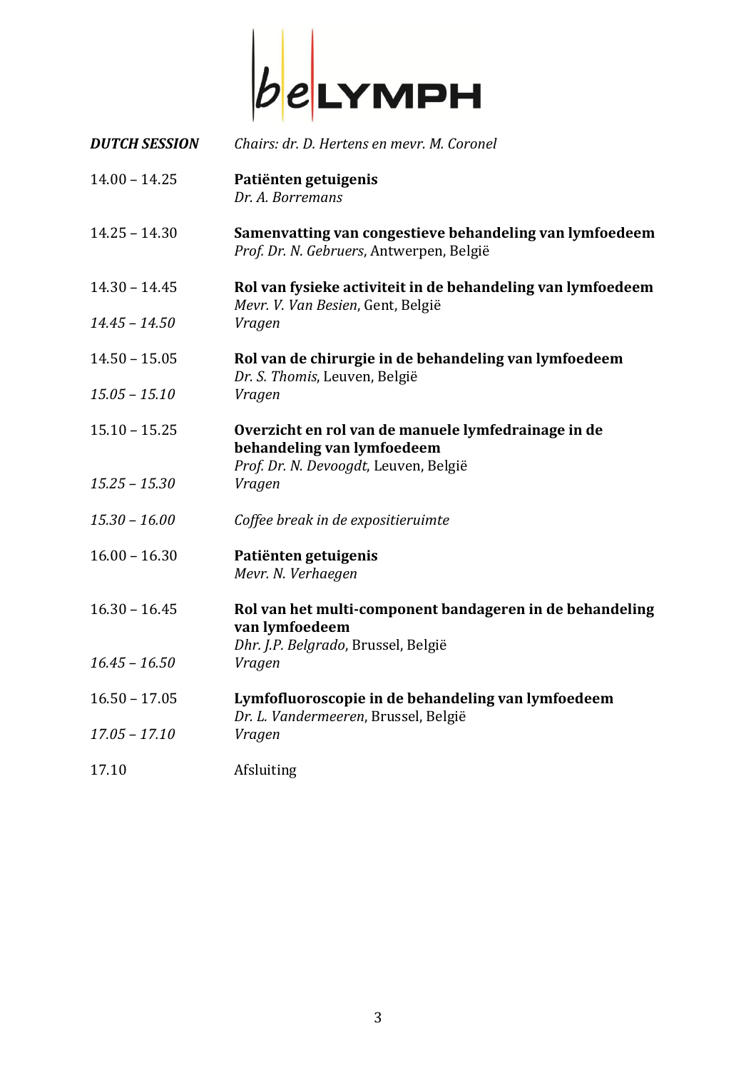# beLYMPH

| | |
|---|---|
| ***DUTCH SESSION*** | *Chairs: dr. D. Hertens en mevr. M. Coronel* |
| 14.00 – 14.25 | **Patiënten getuigenis**<br>*Dr. A. Borremans* |
| 14.25 – 14.30 | **Samenvatting van congestieve behandeling van lymfoedeem**<br>*Prof. Dr. N. Gebruers*, Antwerpen, België |
| 14.30 – 14.45 | **Rol van fysieke activiteit in de behandeling van lymfoedeem**<br>*Mevr. V. Van Besien*, Gent, België |
| *14.45 – 14.50* | *Vragen* |
| 14.50 – 15.05 | **Rol van de chirurgie in de behandeling van lymfoedeem**<br>*Dr. S. Thomis*, Leuven, België |
| *15.05 – 15.10* | *Vragen* |
| 15.10 – 15.25 | **Overzicht en rol van de manuele lymfedrainage in de behandeling van lymfoedeem**<br>*Prof. Dr. N. Devoogdt*, Leuven, België |
| *15.25 – 15.30* | *Vragen* |
| *15.30 – 16.00* | *Coffee break in de expositieruimte* |
| 16.00 – 16.30 | **Patiënten getuigenis**<br>*Mevr. N. Verhaegen* |
| 16.30 – 16.45 | **Rol van het multi-component bandageren in de behandeling van lymfoedeem**<br>*Dhr. J.P. Belgrado*, Brussel, België |
| *16.45 – 16.50* | *Vragen* |
| 16.50 – 17.05 | **Lymfofluoroscopie in de behandeling van lymfoedeem**<br>*Dr. L. Vandermeeren*, Brussel, België |
| *17.05 – 17.10* | *Vragen* |
| 17.10 | Afsluiting |